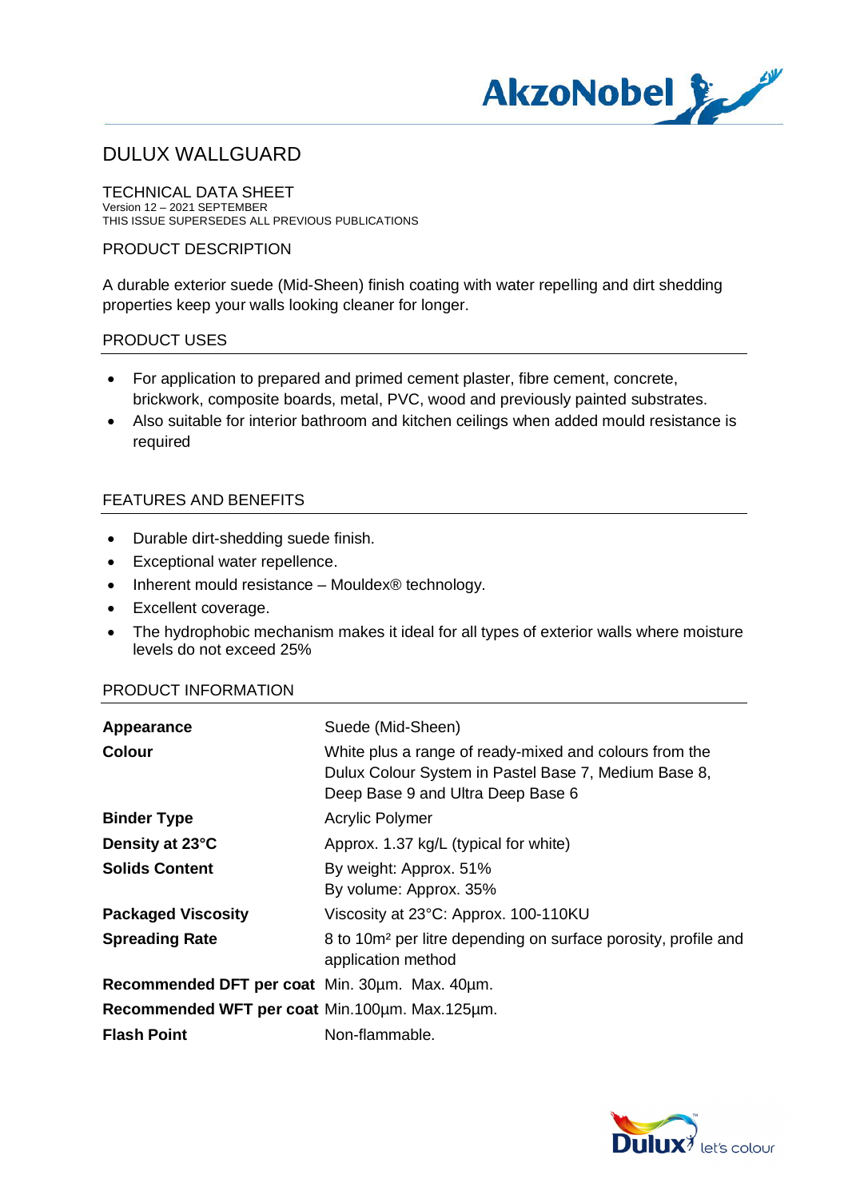# DULUX WALLGUARD

TECHNICAL DATA SHEET
Version 12 – 2021 SEPTEMBER
THIS ISSUE SUPERSEDES ALL PREVIOUS PUBLICATIONS

## PRODUCT DESCRIPTION

A durable exterior suede (Mid-Sheen) finish coating with water repelling and dirt shedding properties keep your walls looking cleaner for longer.

## PRODUCT USES

- For application to prepared and primed cement plaster, fibre cement, concrete, brickwork, composite boards, metal, PVC, wood and previously painted substrates.
- Also suitable for interior bathroom and kitchen ceilings when added mould resistance is required

## FEATURES AND BENEFITS

- Durable dirt-shedding suede finish.
- Exceptional water repellence.
- Inherent mould resistance – Mouldex® technology.
- Excellent coverage.
- The hydrophobic mechanism makes it ideal for all types of exterior walls where moisture levels do not exceed 25%

## PRODUCT INFORMATION

| | |
|---|---|
| **Appearance** | Suede (Mid-Sheen) |
| **Colour** | White plus a range of ready-mixed and colours from the Dulux Colour System in Pastel Base 7, Medium Base 8, Deep Base 9 and Ultra Deep Base 6 |
| **Binder Type** | Acrylic Polymer |
| **Density at 23°C** | Approx. 1.37 kg/L (typical for white) |
| **Solids Content** | By weight: Approx. 51%<br>By volume: Approx. 35% |
| **Packaged Viscosity** | Viscosity at 23°C: Approx. 100-110KU |
| **Spreading Rate** | 8 to 10m² per litre depending on surface porosity, profile and application method |
| **Recommended DFT per coat** | Min. 30µm. Max. 40µm. |
| **Recommended WFT per coat** | Min.100µm. Max.125µm. |
| **Flash Point** | Non-flammable. |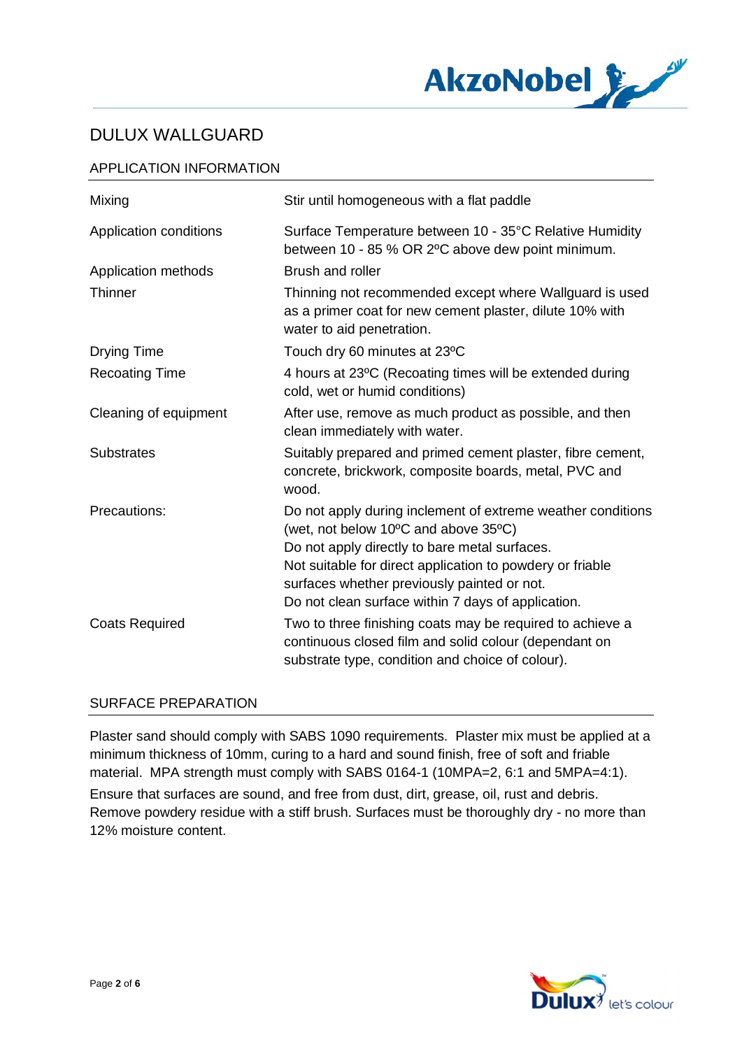# DULUX WALLGUARD

## APPLICATION INFORMATION

| | |
|---|---|
| Mixing | Stir until homogeneous with a flat paddle |
| Application conditions | Surface Temperature between 10 - 35°C Relative Humidity between 10 - 85 % OR 2ºC above dew point minimum. |
| Application methods | Brush and roller |
| Thinner | Thinning not recommended except where Wallguard is used as a primer coat for new cement plaster, dilute 10% with water to aid penetration. |
| Drying Time | Touch dry 60 minutes at 23ºC |
| Recoating Time | 4 hours at 23ºC (Recoating times will be extended during cold, wet or humid conditions) |
| Cleaning of equipment | After use, remove as much product as possible, and then clean immediately with water. |
| Substrates | Suitably prepared and primed cement plaster, fibre cement, concrete, brickwork, composite boards, metal, PVC and wood. |
| Precautions: | Do not apply during inclement of extreme weather conditions (wet, not below 10ºC and above 35ºC)<br>Do not apply directly to bare metal surfaces.<br>Not suitable for direct application to powdery or friable surfaces whether previously painted or not.<br>Do not clean surface within 7 days of application. |
| Coats Required | Two to three finishing coats may be required to achieve a continuous closed film and solid colour (dependant on substrate type, condition and choice of colour). |

## SURFACE PREPARATION

Plaster sand should comply with SABS 1090 requirements. Plaster mix must be applied at a minimum thickness of 10mm, curing to a hard and sound finish, free of soft and friable material. MPA strength must comply with SABS 0164-1 (10MPA=2, 6:1 and 5MPA=4:1).

Ensure that surfaces are sound, and free from dust, dirt, grease, oil, rust and debris. Remove powdery residue with a stiff brush. Surfaces must be thoroughly dry - no more than 12% moisture content.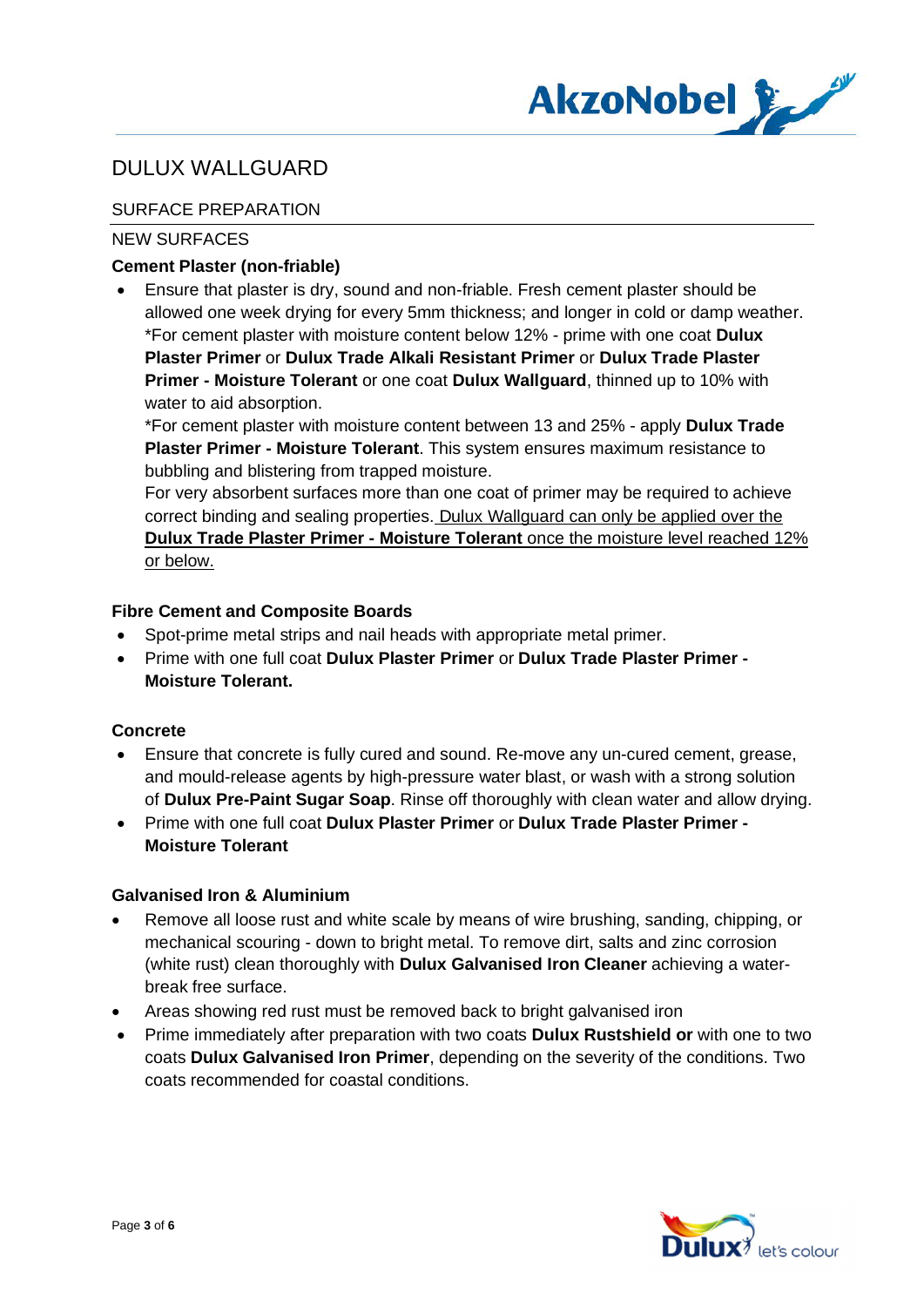# DULUX WALLGUARD

## SURFACE PREPARATION

### NEW SURFACES

**Cement Plaster (non-friable)**

- Ensure that plaster is dry, sound and non-friable. Fresh cement plaster should be allowed one week drying for every 5mm thickness; and longer in cold or damp weather. *For cement plaster with moisture content below 12% - prime with one coat **Dulux Plaster Primer** or **Dulux Trade Alkali Resistant Primer** or **Dulux Trade Plaster Primer - Moisture Tolerant** or one coat **Dulux Wallguard**, thinned up to 10% with water to aid absorption.
  *For cement plaster with moisture content between 13 and 25% - apply **Dulux Trade Plaster Primer - Moisture Tolerant**. This system ensures maximum resistance to bubbling and blistering from trapped moisture.
  For very absorbent surfaces more than one coat of primer may be required to achieve correct binding and sealing properties. <u>Dulux Wallguard can only be applied over the **Dulux Trade Plaster Primer - Moisture Tolerant** once the moisture level reached 12% or below.</u>

**Fibre Cement and Composite Boards**

- Spot-prime metal strips and nail heads with appropriate metal primer.
- Prime with one full coat **Dulux Plaster Primer** or **Dulux Trade Plaster Primer - Moisture Tolerant.**

**Concrete**

- Ensure that concrete is fully cured and sound. Re-move any un-cured cement, grease, and mould-release agents by high-pressure water blast, or wash with a strong solution of **Dulux Pre-Paint Sugar Soap**. Rinse off thoroughly with clean water and allow drying.
- Prime with one full coat **Dulux Plaster Primer** or **Dulux Trade Plaster Primer - Moisture Tolerant**

**Galvanised Iron & Aluminium**

- Remove all loose rust and white scale by means of wire brushing, sanding, chipping, or mechanical scouring - down to bright metal. To remove dirt, salts and zinc corrosion (white rust) clean thoroughly with **Dulux Galvanised Iron Cleaner** achieving a water-break free surface.
- Areas showing red rust must be removed back to bright galvanised iron
- Prime immediately after preparation with two coats **Dulux Rustshield or** with one to two coats **Dulux Galvanised Iron Primer**, depending on the severity of the conditions. Two coats recommended for coastal conditions.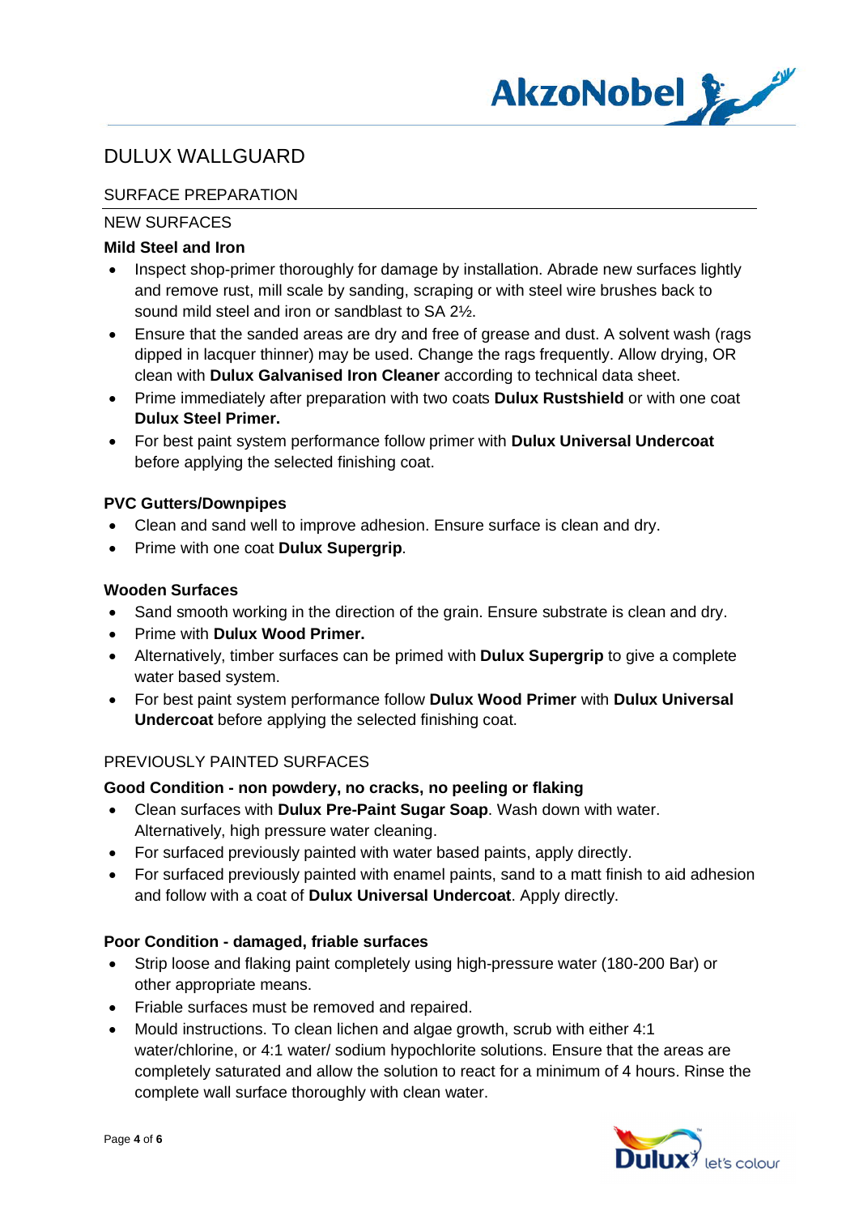# DULUX WALLGUARD

## SURFACE PREPARATION

### NEW SURFACES

**Mild Steel and Iron**

- Inspect shop-primer thoroughly for damage by installation. Abrade new surfaces lightly and remove rust, mill scale by sanding, scraping or with steel wire brushes back to sound mild steel and iron or sandblast to SA 2½.
- Ensure that the sanded areas are dry and free of grease and dust. A solvent wash (rags dipped in lacquer thinner) may be used. Change the rags frequently. Allow drying, OR clean with **Dulux Galvanised Iron Cleaner** according to technical data sheet.
- Prime immediately after preparation with two coats **Dulux Rustshield** or with one coat **Dulux Steel Primer.**
- For best paint system performance follow primer with **Dulux Universal Undercoat** before applying the selected finishing coat.

**PVC Gutters/Downpipes**

- Clean and sand well to improve adhesion. Ensure surface is clean and dry.
- Prime with one coat **Dulux Supergrip**.

**Wooden Surfaces**

- Sand smooth working in the direction of the grain. Ensure substrate is clean and dry.
- Prime with **Dulux Wood Primer.**
- Alternatively, timber surfaces can be primed with **Dulux Supergrip** to give a complete water based system.
- For best paint system performance follow **Dulux Wood Primer** with **Dulux Universal Undercoat** before applying the selected finishing coat.

### PREVIOUSLY PAINTED SURFACES

**Good Condition - non powdery, no cracks, no peeling or flaking**

- Clean surfaces with **Dulux Pre-Paint Sugar Soap**. Wash down with water. Alternatively, high pressure water cleaning.
- For surfaced previously painted with water based paints, apply directly.
- For surfaced previously painted with enamel paints, sand to a matt finish to aid adhesion and follow with a coat of **Dulux Universal Undercoat**. Apply directly.

**Poor Condition - damaged, friable surfaces**

- Strip loose and flaking paint completely using high-pressure water (180-200 Bar) or other appropriate means.
- Friable surfaces must be removed and repaired.
- Mould instructions. To clean lichen and algae growth, scrub with either 4:1 water/chlorine, or 4:1 water/ sodium hypochlorite solutions. Ensure that the areas are completely saturated and allow the solution to react for a minimum of 4 hours. Rinse the complete wall surface thoroughly with clean water.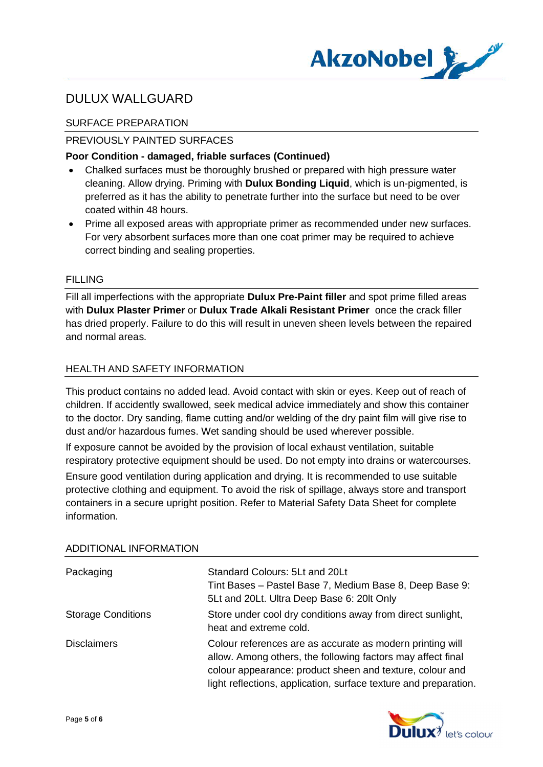# DULUX WALLGUARD

## SURFACE PREPARATION

### PREVIOUSLY PAINTED SURFACES

**Poor Condition - damaged, friable surfaces (Continued)**

- Chalked surfaces must be thoroughly brushed or prepared with high pressure water cleaning. Allow drying. Priming with **Dulux Bonding Liquid**, which is un-pigmented, is preferred as it has the ability to penetrate further into the surface but need to be over coated within 48 hours.
- Prime all exposed areas with appropriate primer as recommended under new surfaces. For very absorbent surfaces more than one coat primer may be required to achieve correct binding and sealing properties.

## FILLING

Fill all imperfections with the appropriate **Dulux Pre-Paint filler** and spot prime filled areas with **Dulux Plaster Primer** or **Dulux Trade Alkali Resistant Primer** once the crack filler has dried properly. Failure to do this will result in uneven sheen levels between the repaired and normal areas.

## HEALTH AND SAFETY INFORMATION

This product contains no added lead. Avoid contact with skin or eyes. Keep out of reach of children. If accidently swallowed, seek medical advice immediately and show this container to the doctor. Dry sanding, flame cutting and/or welding of the dry paint film will give rise to dust and/or hazardous fumes. Wet sanding should be used wherever possible.

If exposure cannot be avoided by the provision of local exhaust ventilation, suitable respiratory protective equipment should be used. Do not empty into drains or watercourses.

Ensure good ventilation during application and drying. It is recommended to use suitable protective clothing and equipment. To avoid the risk of spillage, always store and transport containers in a secure upright position. Refer to Material Safety Data Sheet for complete information.

## ADDITIONAL INFORMATION

| | |
|---|---|
| Packaging | Standard Colours: 5Lt and 20Lt<br>Tint Bases – Pastel Base 7, Medium Base 8, Deep Base 9: 5Lt and 20Lt. Ultra Deep Base 6: 20lt Only |
| Storage Conditions | Store under cool dry conditions away from direct sunlight, heat and extreme cold. |
| Disclaimers | Colour references are as accurate as modern printing will allow. Among others, the following factors may affect final colour appearance: product sheen and texture, colour and light reflections, application, surface texture and preparation. |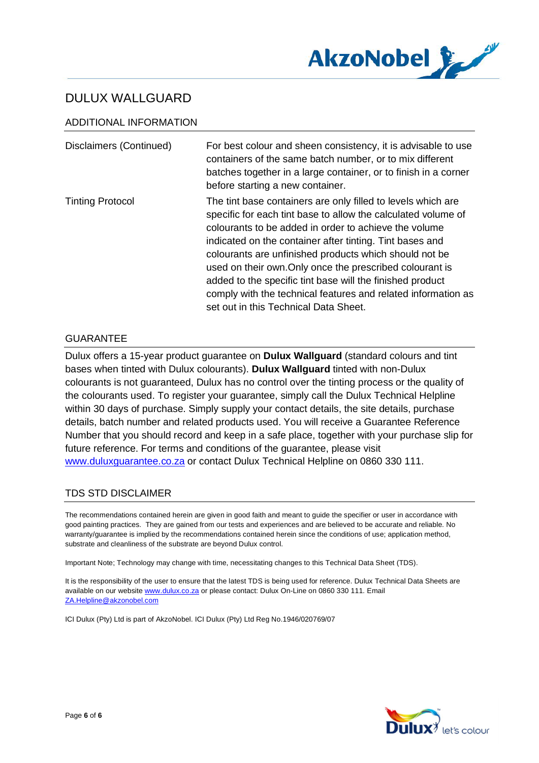# DULUX WALLGUARD

## ADDITIONAL INFORMATION

| | |
|---|---|
| Disclaimers (Continued) | For best colour and sheen consistency, it is advisable to use containers of the same batch number, or to mix different batches together in a large container, or to finish in a corner before starting a new container. |
| Tinting Protocol | The tint base containers are only filled to levels which are specific for each tint base to allow the calculated volume of colourants to be added in order to achieve the volume indicated on the container after tinting. Tint bases and colourants are unfinished products which should not be used on their own.Only once the prescribed colourant is added to the specific tint base will the finished product comply with the technical features and related information as set out in this Technical Data Sheet. |

## GUARANTEE

Dulux offers a 15-year product guarantee on **Dulux Wallguard** (standard colours and tint bases when tinted with Dulux colourants). **Dulux Wallguard** tinted with non-Dulux colourants is not guaranteed, Dulux has no control over the tinting process or the quality of the colourants used. To register your guarantee, simply call the Dulux Technical Helpline within 30 days of purchase. Simply supply your contact details, the site details, purchase details, batch number and related products used. You will receive a Guarantee Reference Number that you should record and keep in a safe place, together with your purchase slip for future reference. For terms and conditions of the guarantee, please visit www.duluxguarantee.co.za or contact Dulux Technical Helpline on 0860 330 111.

## TDS STD DISCLAIMER

The recommendations contained herein are given in good faith and meant to guide the specifier or user in accordance with good painting practices. They are gained from our tests and experiences and are believed to be accurate and reliable. No warranty/guarantee is implied by the recommendations contained herein since the conditions of use; application method, substrate and cleanliness of the substrate are beyond Dulux control.

Important Note; Technology may change with time, necessitating changes to this Technical Data Sheet (TDS).

It is the responsibility of the user to ensure that the latest TDS is being used for reference. Dulux Technical Data Sheets are available on our website www.dulux.co.za or please contact: Dulux On-Line on 0860 330 111. Email ZA.Helpline@akzonobel.com

ICI Dulux (Pty) Ltd is part of AkzoNobel. ICI Dulux (Pty) Ltd Reg No.1946/020769/07